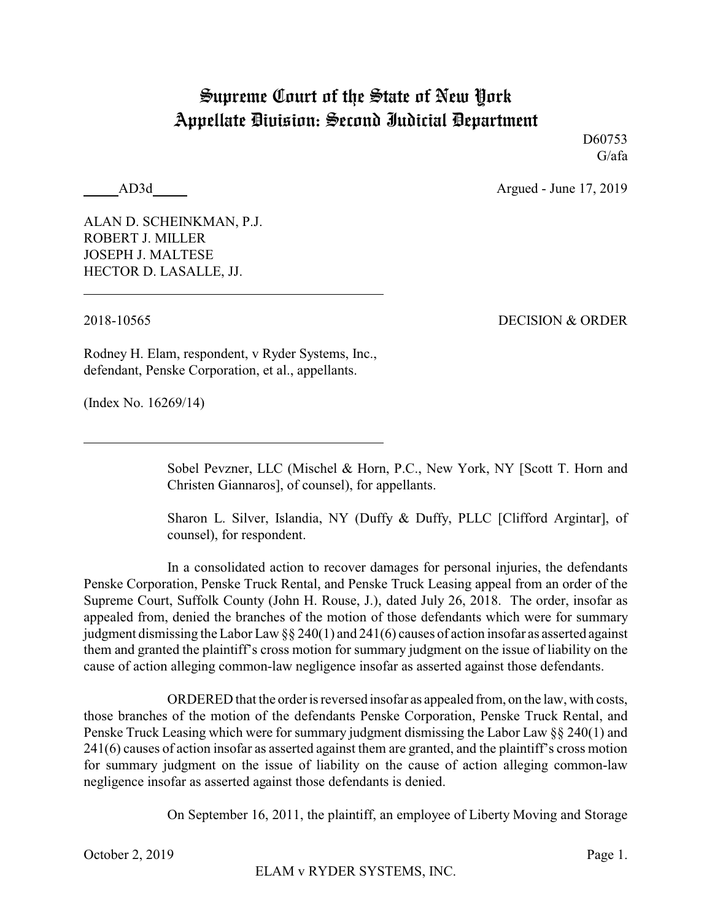# Supreme Court of the State of New York
# Appellate Division: Second Judicial Department

D60753
G/afa

_____AD3d_____ Argued - June 17, 2019

ALAN D. SCHEINKMAN, P.J.
ROBERT J. MILLER
JOSEPH J. MALTESE
HECTOR D. LASALLE, JJ.

---

2018-10565 DECISION & ORDER

Rodney H. Elam, respondent, v Ryder Systems, Inc., defendant, Penske Corporation, et al., appellants.

(Index No. 16269/14)

---

Sobel Pevzner, LLC (Mischel & Horn, P.C., New York, NY [Scott T. Horn and Christen Giannaros], of counsel), for appellants.

Sharon L. Silver, Islandia, NY (Duffy & Duffy, PLLC [Clifford Argintar], of counsel), for respondent.

In a consolidated action to recover damages for personal injuries, the defendants Penske Corporation, Penske Truck Rental, and Penske Truck Leasing appeal from an order of the Supreme Court, Suffolk County (John H. Rouse, J.), dated July 26, 2018. The order, insofar as appealed from, denied the branches of the motion of those defendants which were for summary judgment dismissing the Labor Law §§ 240(1) and 241(6) causes of action insofar as asserted against them and granted the plaintiff's cross motion for summary judgment on the issue of liability on the cause of action alleging common-law negligence insofar as asserted against those defendants.

ORDERED that the order is reversed insofar as appealed from, on the law, with costs, those branches of the motion of the defendants Penske Corporation, Penske Truck Rental, and Penske Truck Leasing which were for summary judgment dismissing the Labor Law §§ 240(1) and 241(6) causes of action insofar as asserted against them are granted, and the plaintiff's cross motion for summary judgment on the issue of liability on the cause of action alleging common-law negligence insofar as asserted against those defendants is denied.

On September 16, 2011, the plaintiff, an employee of Liberty Moving and Storage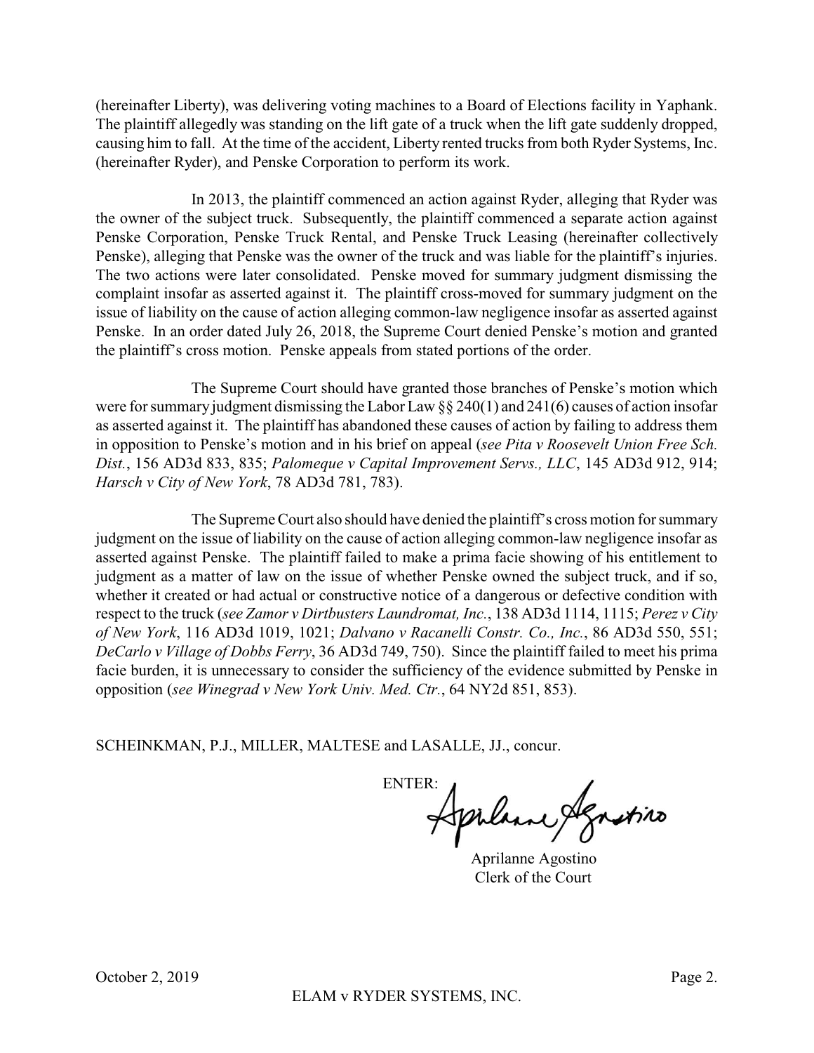(hereinafter Liberty), was delivering voting machines to a Board of Elections facility in Yaphank. The plaintiff allegedly was standing on the lift gate of a truck when the lift gate suddenly dropped, causing him to fall. At the time of the accident, Liberty rented trucks from both Ryder Systems, Inc. (hereinafter Ryder), and Penske Corporation to perform its work.

In 2013, the plaintiff commenced an action against Ryder, alleging that Ryder was the owner of the subject truck. Subsequently, the plaintiff commenced a separate action against Penske Corporation, Penske Truck Rental, and Penske Truck Leasing (hereinafter collectively Penske), alleging that Penske was the owner of the truck and was liable for the plaintiff's injuries. The two actions were later consolidated. Penske moved for summary judgment dismissing the complaint insofar as asserted against it. The plaintiff cross-moved for summary judgment on the issue of liability on the cause of action alleging common-law negligence insofar as asserted against Penske. In an order dated July 26, 2018, the Supreme Court denied Penske's motion and granted the plaintiff's cross motion. Penske appeals from stated portions of the order.

The Supreme Court should have granted those branches of Penske's motion which were for summary judgment dismissing the Labor Law §§ 240(1) and 241(6) causes of action insofar as asserted against it. The plaintiff has abandoned these causes of action by failing to address them in opposition to Penske's motion and in his brief on appeal (*see Pita v Roosevelt Union Free Sch. Dist.*, 156 AD3d 833, 835; *Palomeque v Capital Improvement Servs., LLC*, 145 AD3d 912, 914; *Harsch v City of New York*, 78 AD3d 781, 783).

The Supreme Court also should have denied the plaintiff's cross motion for summary judgment on the issue of liability on the cause of action alleging common-law negligence insofar as asserted against Penske. The plaintiff failed to make a prima facie showing of his entitlement to judgment as a matter of law on the issue of whether Penske owned the subject truck, and if so, whether it created or had actual or constructive notice of a dangerous or defective condition with respect to the truck (*see Zamor v Dirtbusters Laundromat, Inc.*, 138 AD3d 1114, 1115; *Perez v City of New York*, 116 AD3d 1019, 1021; *Dalvano v Racanelli Constr. Co., Inc.*, 86 AD3d 550, 551; *DeCarlo v Village of Dobbs Ferry*, 36 AD3d 749, 750). Since the plaintiff failed to meet his prima facie burden, it is unnecessary to consider the sufficiency of the evidence submitted by Penske in opposition (*see Winegrad v New York Univ. Med. Ctr.*, 64 NY2d 851, 853).

SCHEINKMAN, P.J., MILLER, MALTESE and LASALLE, JJ., concur.

ENTER:

Aprilanne Agostino
Clerk of the Court

October 2, 2019

ELAM v RYDER SYSTEMS, INC.